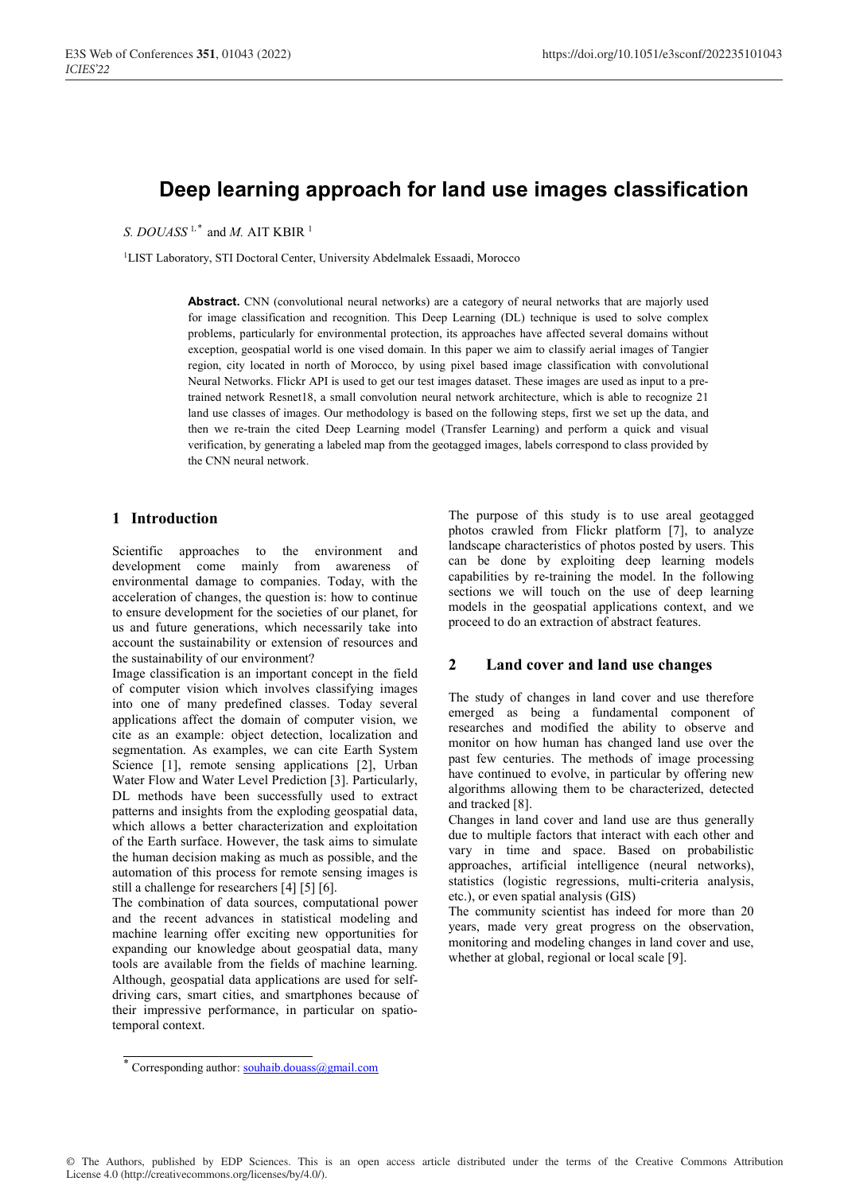# Deep learning approach for land use images classification

*S. DOUASS* [1,*] and *M.* AIT KBIR [1]

[1]LIST Laboratory, STI Doctoral Center, University Abdelmalek Essaadi, Morocco

**Abstract.** CNN (convolutional neural networks) are a category of neural networks that are majorly used for image classification and recognition. This Deep Learning (DL) technique is used to solve complex problems, particularly for environmental protection, its approaches have affected several domains without exception, geospatial world is one vised domain. In this paper we aim to classify aerial images of Tangier region, city located in north of Morocco, by using pixel based image classification with convolutional Neural Networks. Flickr API is used to get our test images dataset. These images are used as input to a pre-trained network Resnet18, a small convolution neural network architecture, which is able to recognize 21 land use classes of images. Our methodology is based on the following steps, first we set up the data, and then we re-train the cited Deep Learning model (Transfer Learning) and perform a quick and visual verification, by generating a labeled map from the geotagged images, labels correspond to class provided by the CNN neural network.

## 1 Introduction

Scientific approaches to the environment and development come mainly from awareness of environmental damage to companies. Today, with the acceleration of changes, the question is: how to continue to ensure development for the societies of our planet, for us and future generations, which necessarily take into account the sustainability or extension of resources and the sustainability of our environment?

Image classification is an important concept in the field of computer vision which involves classifying images into one of many predefined classes. Today several applications affect the domain of computer vision, we cite as an example: object detection, localization and segmentation. As examples, we can cite Earth System Science [1], remote sensing applications [2], Urban Water Flow and Water Level Prediction [3]. Particularly, DL methods have been successfully used to extract patterns and insights from the exploding geospatial data, which allows a better characterization and exploitation of the Earth surface. However, the task aims to simulate the human decision making as much as possible, and the automation of this process for remote sensing images is still a challenge for researchers [4] [5] [6].

The combination of data sources, computational power and the recent advances in statistical modeling and machine learning offer exciting new opportunities for expanding our knowledge about geospatial data, many tools are available from the fields of machine learning. Although, geospatial data applications are used for self-driving cars, smart cities, and smartphones because of their impressive performance, in particular on spatio-temporal context.

The purpose of this study is to use areal geotagged photos crawled from Flickr platform [7], to analyze landscape characteristics of photos posted by users. This can be done by exploiting deep learning models capabilities by re-training the model. In the following sections we will touch on the use of deep learning models in the geospatial applications context, and we proceed to do an extraction of abstract features.

## 2 Land cover and land use changes

The study of changes in land cover and use therefore emerged as being a fundamental component of researches and modified the ability to observe and monitor on how human has changed land use over the past few centuries. The methods of image processing have continued to evolve, in particular by offering new algorithms allowing them to be characterized, detected and tracked [8].

Changes in land cover and land use are thus generally due to multiple factors that interact with each other and vary in time and space. Based on probabilistic approaches, artificial intelligence (neural networks), statistics (logistic regressions, multi-criteria analysis, etc.), or even spatial analysis (GIS)

The community scientist has indeed for more than 20 years, made very great progress on the observation, monitoring and modeling changes in land cover and use, whether at global, regional or local scale [9].

[*] Corresponding author: souhaib.douass@gmail.com

© The Authors, published by EDP Sciences. This is an open access article distributed under the terms of the Creative Commons Attribution License 4.0 (http://creativecommons.org/licenses/by/4.0/).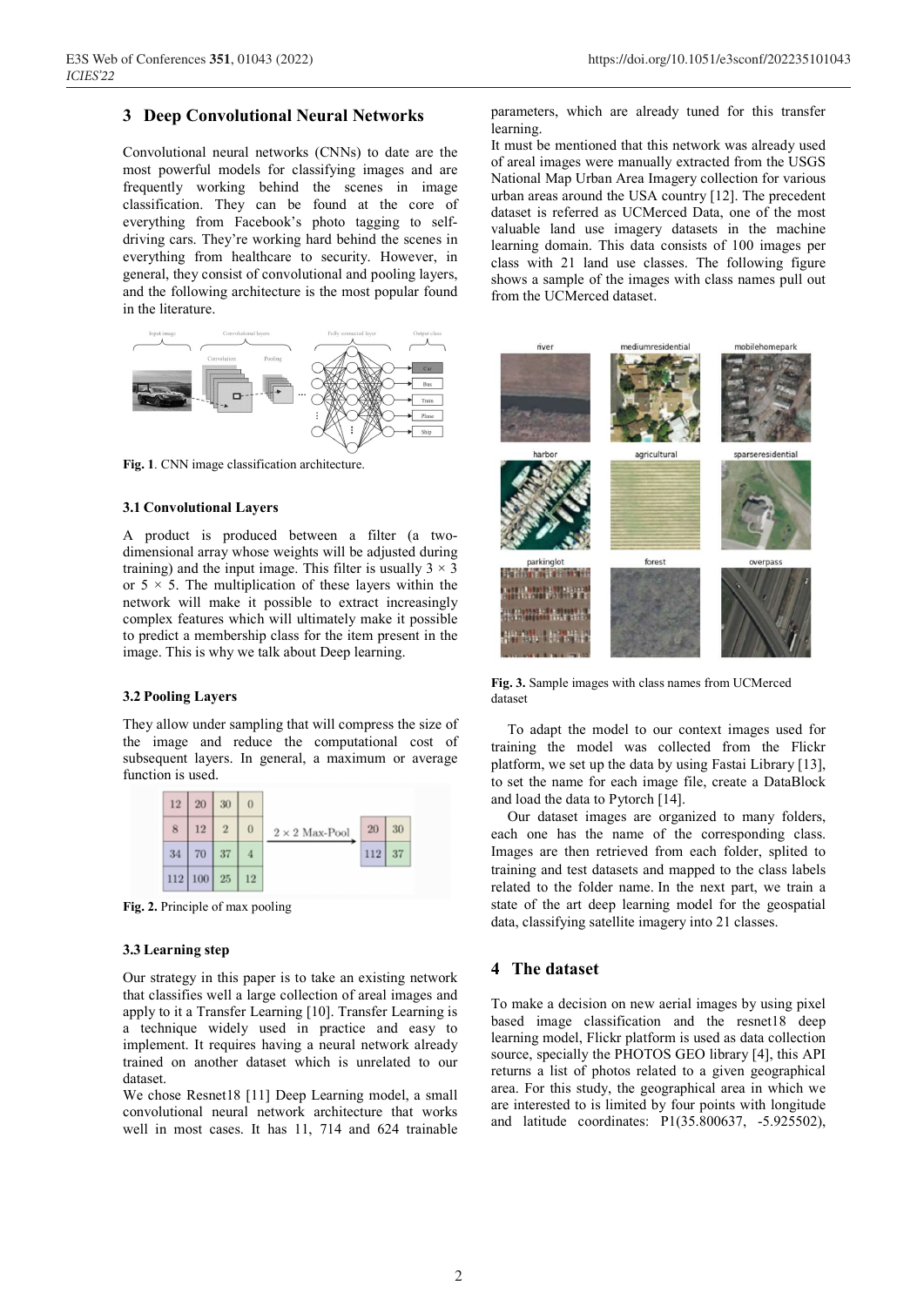## 3 Deep Convolutional Neural Networks

Convolutional neural networks (CNNs) to date are the most powerful models for classifying images and are frequently working behind the scenes in image classification. They can be found at the core of everything from Facebook's photo tagging to self-driving cars. They're working hard behind the scenes in everything from healthcare to security. However, in general, they consist of convolutional and pooling layers, and the following architecture is the most popular found in the literature.

**Fig. 1**. CNN image classification architecture.

### 3.1 Convolutional Layers

A product is produced between a filter (a two-dimensional array whose weights will be adjusted during training) and the input image. This filter is usually $3 \times 3$ or $5 \times 5$. The multiplication of these layers within the network will make it possible to extract increasingly complex features which will ultimately make it possible to predict a membership class for the item present in the image. This is why we talk about Deep learning.

### 3.2 Pooling Layers

They allow under sampling that will compress the size of the image and reduce the computational cost of subsequent layers. In general, a maximum or average function is used.

**Fig. 2.** Principle of max pooling

### 3.3 Learning step

Our strategy in this paper is to take an existing network that classifies well a large collection of areal images and apply to it a Transfer Learning [10]. Transfer Learning is a technique widely used in practice and easy to implement. It requires having a neural network already trained on another dataset which is unrelated to our dataset.

We chose Resnet18 [11] Deep Learning model, a small convolutional neural network architecture that works well in most cases. It has 11, 714 and 624 trainable parameters, which are already tuned for this transfer learning.

It must be mentioned that this network was already used of areal images were manually extracted from the USGS National Map Urban Area Imagery collection for various urban areas around the USA country [12]. The precedent dataset is referred as UCMerced Data, one of the most valuable land use imagery datasets in the machine learning domain. This data consists of 100 images per class with 21 land use classes. The following figure shows a sample of the images with class names pull out from the UCMerced dataset.

**Fig. 3.** Sample images with class names from UCMerced dataset

To adapt the model to our context images used for training the model was collected from the Flickr platform, we set up the data by using Fastai Library [13], to set the name for each image file, create a DataBlock and load the data to Pytorch [14].

Our dataset images are organized to many folders, each one has the corresponding class. Images are then retrieved from each folder, splited to training and test datasets and mapped to the class labels related to the folder name. In the next part, we train a state of the art deep learning model for the geospatial data, classifying satellite imagery into 21 classes.

## 4 The dataset

To make a decision on new aerial images by using pixel based image classification and the resnet18 deep learning model, Flickr platform is used as data collection source, specially the PHOTOS GEO library [4], this API returns a list of photos related to a given geographical area. For this study, the geographical area in which we are interested to is limited by four points with longitude and latitude coordinates: P1(35.800637, -5.925502),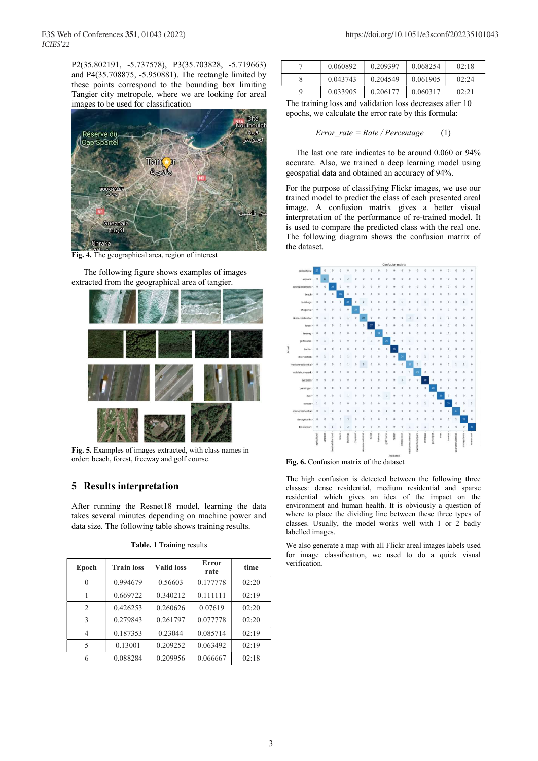P2(35.802191, -5.737578), P3(35.703828, -5.719663) and P4(35.708875, -5.950881). The rectangle limited by these points correspond to the bounding box limiting Tangier city metropole, where we are looking for areal images to be used for classification

**Fig. 4.** The geographical area, region of interest

The following figure shows examples of images extracted from the geographical area of tangier.

**Fig. 5.** Examples of images extracted, with class names in order: beach, forest, freeway and golf course.

## 5 Results interpretation

After running the Resnet18 model, learning the data takes several minutes depending on machine power and data size. The following table shows training results.

**Table. 1** Training results

| Epoch | Train loss | Valid loss | Error rate | time |
|---|---|---|---|---|
| 0 | 0.994679 | 0.56603 | 0.177778 | 02:20 |
| 1 | 0.669722 | 0.340212 | 0.111111 | 02:19 |
| 2 | 0.426253 | 0.260626 | 0.07619 | 02:20 |
| 3 | 0.279843 | 0.261797 | 0.077778 | 02:20 |
| 4 | 0.187353 | 0.23044 | 0.085714 | 02:19 |
| 5 | 0.13001 | 0.209252 | 0.063492 | 02:19 |
| 6 | 0.088284 | 0.209956 | 0.066667 | 02:18 |
| 7 | 0.060892 | 0.209397 | 0.068254 | 02:18 |
| 8 | 0.043743 | 0.204549 | 0.061905 | 02:24 |
| 9 | 0.033905 | 0.206177 | 0.060317 | 02:21 |

The training loss and validation loss decreases after 10 epochs, we calculate the error rate by this formula:

$$Error\_rate = Rate \,/\, Percentage \qquad (1)$$

The last one rate indicates to be around 0.060 or 94% accurate. Also, we trained a deep learning model using geospatial data and obtained an accuracy of 94%.

For the purpose of classifying Flickr images, we use our trained model to predict the class of each presented areal image. A confusion matrix gives a better visual interpretation of the performance of re-trained model. It is used to compare the predicted class with the real one. The following diagram shows the confusion matrix of the dataset.

**Fig. 6.** Confusion matrix of the dataset

The high confusion is detected between the following three classes: dense residential, medium residential and sparse residential which gives an idea of the impact on the environment and human health. It is obviously a question of where to place the dividing line between these three types of classes. Usually, the model works well with 1 or 2 badly labelled images.

We also generate a map with all Flickr areal images labels used for image classification, we used to do a quick visual verification.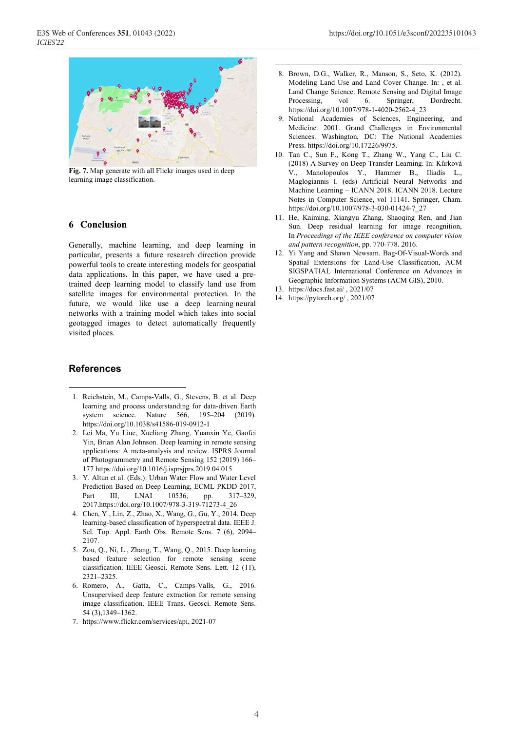Fig. 7. Map generate with all Flickr images used in deep learning image classification.

## 6 Conclusion

Generally, machine learning, and deep learning in particular, presents a future research direction provide powerful tools to create interesting models for geospatial data applications. In this paper, we have used a pre-trained deep learning model to classify land use from satellite images for environmental protection. In the future, we would like use a deep learning neural networks with a training model which takes into social geotagged images to detect automatically frequently visited places.

## References

1. Reichstein, M., Camps-Valls, G., Stevens, B. et al. Deep learning and process understanding for data-driven Earth system science. Nature 566, 195–204 (2019). https://doi.org/10.1038/s41586-019-0912-1
2. Lei Ma, Yu Liuc, Xueliang Zhang, Yuanxin Ye, Gaofei Yin, Brian Alan Johnson. Deep learning in remote sensing applications: A meta-analysis and review. ISPRS Journal of Photogrammetry and Remote Sensing 152 (2019) 166–177 https://doi.org/10.1016/j.isprsjprs.2019.04.015
3. Y. Altun et al. (Eds.): Urban Water Flow and Water Level Prediction Based on Deep Learning, ECML PKDD 2017, Part III, LNAI 10536, pp. 317–329, 2017.https://doi.org/10.1007/978-3-319-71273-4_26
4. Chen, Y., Lin, Z., Zhao, X., Wang, G., Gu, Y., 2014. Deep learning-based classification of hyperspectral data. IEEE J. Sel. Top. Appl. Earth Obs. Remote Sens. 7 (6), 2094–2107.
5. Zou, Q., Ni, L., Zhang, T., Wang, Q., 2015. Deep learning based feature selection for remote sensing scene classification. IEEE Geosci. Remote Sens. Lett. 12 (11), 2321–2325.
6. Romero, A., Gatta, C., Camps-Valls, G., 2016. Unsupervised deep feature extraction for remote sensing image classification. IEEE Trans. Geosci. Remote Sens. 54 (3),1349–1362.
7. https://www.flickr.com/services/api, 2021-07
8. Brown, D.G., Walker, R., Manson, S., Seto, K. (2012). Modeling Land Use and Land Cover Change. In: , et al. Land Change Science. Remote Sensing and Digital Image Processing, vol 6. Springer, Dordrecht. https://doi.org/10.1007/978-1-4020-2562-4_23
9. National Academies of Sciences, Engineering, and Medicine. 2001. Grand Challenges in Environmental Sciences. Washington, DC: The National Academies Press. https://doi.org/10.17226/9975.
10. Tan C., Sun F., Kong T., Zhang W., Yang C., Liu C. (2018) A Survey on Deep Transfer Learning. In: Kůrková V., Manolopoulos Y., Hammer B., Iliadis L., Maglogiannis I. (eds) Artificial Neural Networks and Machine Learning – ICANN 2018. ICANN 2018. Lecture Notes in Computer Science, vol 11141. Springer, Cham. https://doi.org/10.1007/978-3-030-01424-7_27
11. He, Kaiming, Xiangyu Zhang, Shaoqing Ren, and Jian Sun. Deep residual learning for image recognition, In *Proceedings of the IEEE conference on computer vision and pattern recognition*, pp. 770-778. 2016.
12. Yi Yang and Shawn Newsam. Bag-Of-Visual-Words and Spatial Extensions for Land-Use Classification, ACM SIGSPATIAL International Conference on Advances in Geographic Information Systems (ACM GIS), 2010.
13. https://docs.fast.ai/ , 2021/07
14. https://pytorch.org/ , 2021/07